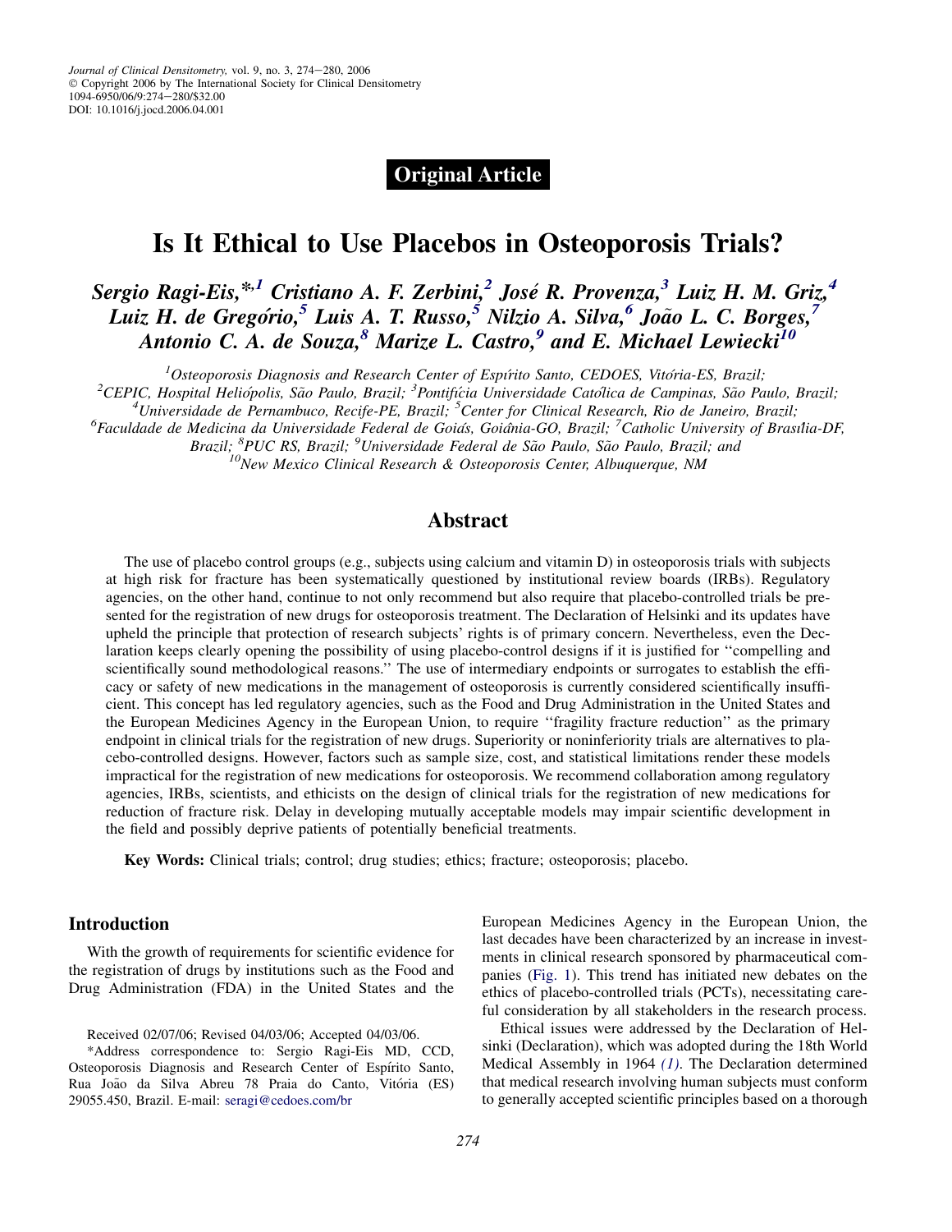Original Article

# Is It Ethical to Use Placebos in Osteoporosis Trials?

**Sergio Ragi-Eis,*[,1] Cristiano A. F. Zerbini,[2] José R. Provenza,[3] Luiz H. M. Griz,[4] Luiz H. de Gregório,[5] Luis A. T. Russo,[5] Nilzio A. Silva,[6] João L. C. Borges,[7] Antonio C. A. de Souza,[8] Marize L. Castro,[9] and E. Michael Lewiecki[10]**

[1]*Osteoporosis Diagnosis and Research Center of Espírito Santo, CEDOES, Vitória-ES, Brazil;* [2]*CEPIC, Hospital Heliópolis, São Paulo, Brazil;* [3]*Pontifícia Universidade Católica de Campinas, São Paulo, Brazil;* [4]*Universidade de Pernambuco, Recife-PE, Brazil;* [5]*Center for Clinical Research, Rio de Janeiro, Brazil;* [6]*Faculdade de Medicina da Universidade Federal de Goiás, Goiânia-GO, Brazil;* [7]*Catholic University of Brasília-DF, Brazil;* [8]*PUC RS, Brazil;* [9]*Universidade Federal de São Paulo, São Paulo, Brazil; and* [10]*New Mexico Clinical Research & Osteoporosis Center, Albuquerque, NM*

## Abstract

The use of placebo control groups (e.g., subjects using calcium and vitamin D) in osteoporosis trials with subjects at high risk for fracture has been systematically questioned by institutional review boards (IRBs). Regulatory agencies, on the other hand, continue to not only recommend but also require that placebo-controlled trials be presented for the registration of new drugs for osteoporosis treatment. The Declaration of Helsinki and its updates have upheld the principle that protection of research subjects' rights is of primary concern. Nevertheless, even the Declaration keeps clearly opening the possibility of using placebo-control designs if it is justified for ''compelling and scientifically sound methodological reasons.'' The use of intermediary endpoints or surrogates to establish the efficacy or safety of new medications in the management of osteoporosis is currently considered scientifically insufficient. This concept has led regulatory agencies, such as the Food and Drug Administration in the United States and the European Medicines Agency in the European Union, to require ''fragility fracture reduction'' as the primary endpoint in clinical trials for the registration of new drugs. Superiority or noninferiority trials are alternatives to placebo-controlled designs. However, factors such as sample size, cost, and statistical limitations render these models impractical for the registration of new medications for osteoporosis. We recommend collaboration among regulatory agencies, IRBs, scientists, and ethicists on the design of clinical trials for the registration of new medications for reduction of fracture risk. Delay in developing mutually acceptable models may impair scientific development in the field and possibly deprive patients of potentially beneficial treatments.

**Key Words:** Clinical trials; control; drug studies; ethics; fracture; osteoporosis; placebo.

## Introduction

With the growth of requirements for scientific evidence for the registration of drugs by institutions such as the Food and Drug Administration (FDA) in the United States and the European Medicines Agency in the European Union, the last decades have been characterized by an increase in investments in clinical research sponsored by pharmaceutical companies (Fig. 1). This trend has initiated new debates on the ethics of placebo-controlled trials (PCTs), necessitating careful consideration by all stakeholders in the research process.

Ethical issues were addressed by the Declaration of Helsinki (Declaration), which was adopted during the 18th World Medical Assembly in 1964 *(1)*. The Declaration determined that medical research involving human subjects must conform to generally accepted scientific principles based on a thorough

Received 02/07/06; Revised 04/03/06; Accepted 04/03/06.

*Address correspondence to: Sergio Ragi-Eis MD, CCD, Osteoporosis Diagnosis and Research Center of Espírito Santo, Rua João da Silva Abreu 78 Praia do Canto, Vitória (ES) 29055.450, Brazil. E-mail: seragi@cedoes.com/br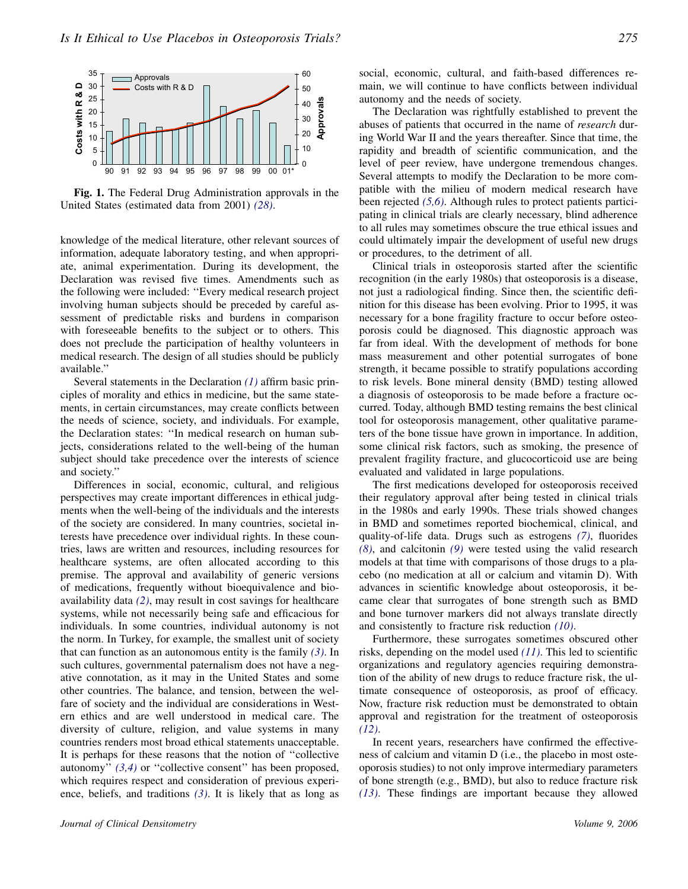Fig. 1. The Federal Drug Administration approvals in the United States (estimated data from 2001) (28).

knowledge of the medical literature, other relevant sources of information, adequate laboratory testing, and when appropriate, animal experimentation. During its development, the Declaration was revised five times. Amendments such as the following were included: ''Every medical research project involving human subjects should be preceded by careful assessment of predictable risks and burdens in comparison with foreseeable benefits to the subject or to others. This does not preclude the participation of healthy volunteers in medical research. The design of all studies should be publicly available.''

Several statements in the Declaration (1) affirm basic principles of morality and ethics in medicine, but the same statements, in certain circumstances, may create conflicts between the needs of science, society, and individuals. For example, the Declaration states: ''In medical research on human subjects, considerations related to the well-being of the human subject should take precedence over the interests of science and society.''

Differences in social, economic, cultural, and religious perspectives may create important differences in ethical judgments when the well-being of the individuals and the interests of the society are considered. In many countries, societal interests have precedence over individual rights. In these countries, laws are written and resources, including resources for healthcare systems, are often allocated according to this premise. The approval and availability of generic versions of medications, frequently without bioequivalence and bioavailability data (2), may result in cost savings for healthcare systems, while not necessarily being safe and efficacious for individuals. In some countries, individual autonomy is not the norm. In Turkey, for example, the smallest unit of society that can function as an autonomous entity is the family (3). In such cultures, governmental paternalism does not have a negative connotation, as it may in the United States and some other countries. The balance, and tension, between the welfare of society and the individual are considerations in Western ethics and are well understood in medical care. The diversity of culture, religion, and value systems in many countries renders most broad ethical statements unacceptable. It is perhaps for these reasons that the notion of ''collective autonomy'' (3,4) or ''collective consent'' has been proposed, which requires respect and consideration of previous experience, beliefs, and traditions (3). It is likely that as long as social, economic, cultural, and faith-based differences remain, we will continue to have conflicts between individual autonomy and the needs of society.

The Declaration was rightfully established to prevent the abuses of patients that occurred in the name of *research* during World War II and the years thereafter. Since that time, the rapidity and breadth of scientific communication, and the level of peer review, have undergone tremendous changes. Several attempts to modify the Declaration to be more compatible with the milieu of modern medical research have been rejected (5,6). Although rules to protect patients participating in clinical trials are clearly necessary, blind adherence to all rules may sometimes obscure the true ethical issues and could ultimately impair the development of useful new drugs or procedures, to the detriment of all.

Clinical trials in osteoporosis started after the scientific recognition (in the early 1980s) that osteoporosis is a disease, not just a radiological finding. Since then, the scientific definition for this disease has been evolving. Prior to 1995, it was necessary for a bone fragility fracture to occur before osteoporosis could be diagnosed. This diagnostic approach was far from ideal. With the development of methods for bone mass measurement and other potential surrogates of bone strength, it became possible to stratify populations according to risk levels. Bone mineral density (BMD) testing allowed a diagnosis of osteoporosis to be made before a fracture occurred. Today, although BMD testing remains the best clinical tool for osteoporosis management, other qualitative parameters of the bone tissue have grown in importance. In addition, some clinical risk factors, such as smoking, the presence of prevalent fragility fracture, and glucocorticoid use are being evaluated and validated in large populations.

The first medications developed for osteoporosis received their regulatory approval after being tested in clinical trials in the 1980s and early 1990s. These trials showed changes in BMD and sometimes reported biochemical, clinical, and quality-of-life data. Drugs such as estrogens (7), fluorides (8), and calcitonin (9) were tested using the valid research models at that time with comparisons of those drugs to a placebo (no medication at all or calcium and vitamin D). With advances in scientific knowledge about osteoporosis, it became clear that surrogates of bone strength such as BMD and bone turnover markers did not always translate directly and consistently to fracture risk reduction (10).

Furthermore, these surrogates sometimes obscured other risks, depending on the model used (11). This led to scientific organizations and regulatory agencies requiring demonstration of the ability of new drugs to reduce fracture risk, the ultimate consequence of osteoporosis, as proof of efficacy. Now, fracture risk reduction must be demonstrated to obtain approval and registration for the treatment of osteoporosis (12).

In recent years, researchers have confirmed the effectiveness of calcium and vitamin D (i.e., the placebo in most osteoporosis studies) to not only improve intermediary parameters of bone strength (e.g., BMD), but also to reduce fracture risk (13). These findings are important because they allowed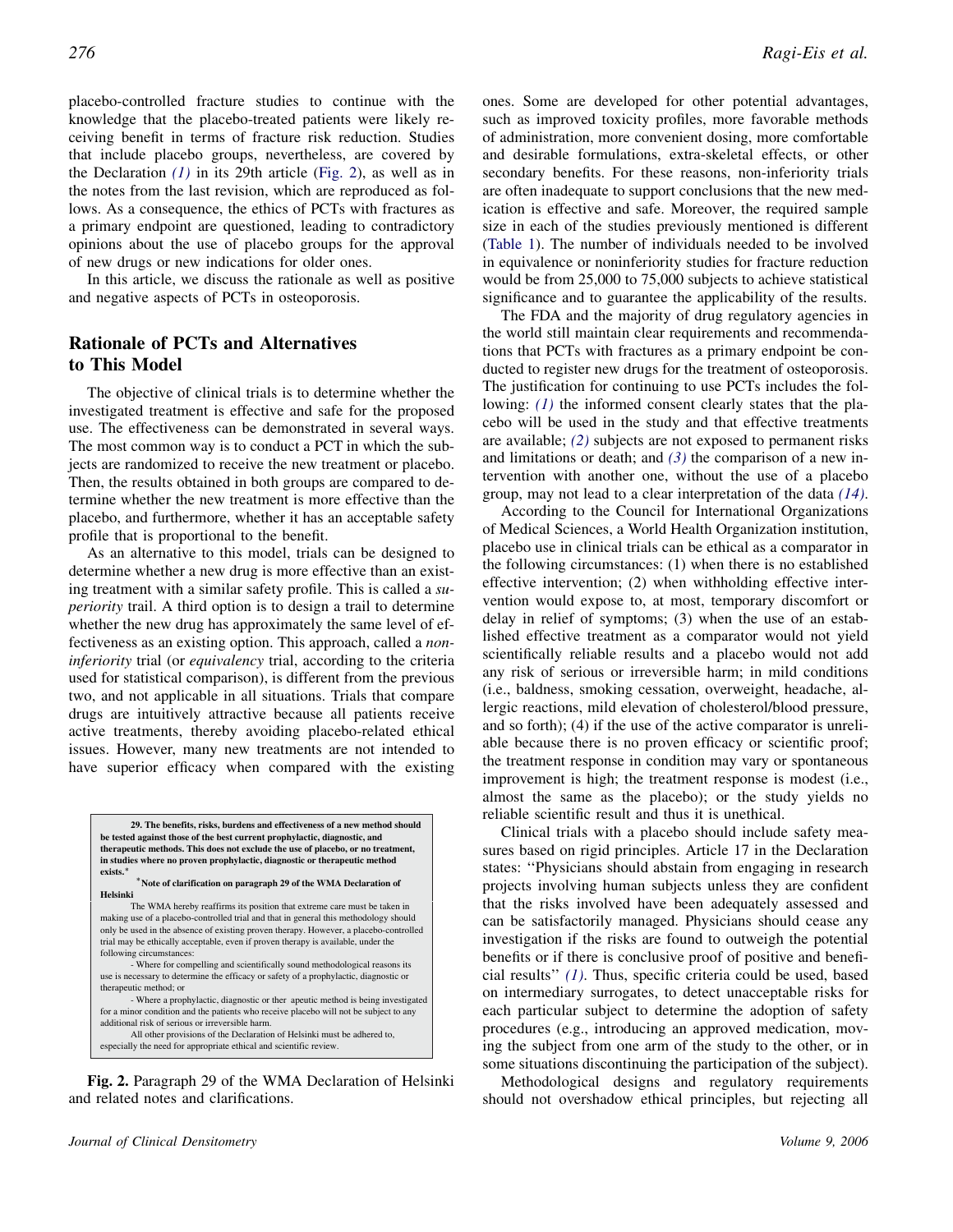placebo-controlled fracture studies to continue with the knowledge that the placebo-treated patients were likely receiving benefit in terms of fracture risk reduction. Studies that include placebo groups, nevertheless, are covered by the Declaration *(1)* in its 29th article (Fig. 2), as well as in the notes from the last revision, which are reproduced as follows. As a consequence, the ethics of PCTs with fractures as a primary endpoint are questioned, leading to contradictory opinions about the use of placebo groups for the approval of new drugs or new indications for older ones.

In this article, we discuss the rationale as well as positive and negative aspects of PCTs in osteoporosis.

## Rationale of PCTs and Alternatives to This Model

The objective of clinical trials is to determine whether the investigated treatment is effective and safe for the proposed use. The effectiveness can be demonstrated in several ways. The most common way is to conduct a PCT in which the subjects are randomized to receive the new treatment or placebo. Then, the results obtained in both groups are compared to determine whether the new treatment is more effective than the placebo, and furthermore, whether it has an acceptable safety profile that is proportional to the benefit.

As an alternative to this model, trials can be designed to determine whether a new drug is more effective than an existing treatment with a similar safety profile. This is called a *superiority* trail. A third option is to design a trail to determine whether the new drug has approximately the same level of effectiveness as an existing option. This approach, called a *non-inferiority* trial (or *equivalency* trial, according to the criteria used for statistical comparison), is different from the previous two, and not applicable in all situations. Trials that compare drugs are intuitively attractive because all patients receive active treatments, thereby avoiding placebo-related ethical issues. However, many new treatments are not intended to have superior efficacy when compared with the existing ones. Some are developed for other potential advantages, such as improved toxicity profiles, more favorable methods of administration, more convenient dosing, more comfortable and desirable formulations, extra-skeletal effects, or other secondary benefits. For these reasons, non-inferiority trials are often inadequate to support conclusions that the new medication is effective and safe. Moreover, the required sample size in each of the studies previously mentioned is different (Table 1). The number of individuals needed to be involved in equivalence or noninferiority studies for fracture reduction would be from 25,000 to 75,000 subjects to achieve statistical significance and to guarantee the applicability of the results.

The FDA and the majority of drug regulatory agencies in the world still maintain clear requirements and recommendations that PCTs with fractures as a primary endpoint be conducted to register new drugs for the treatment of osteoporosis. The justification for continuing to use PCTs includes the following: *(1)* the informed consent clearly states that the placebo will be used in the study and that effective treatments are available; *(2)* subjects are not exposed to permanent risks and limitations or death; and *(3)* the comparison of a new intervention with another one, without the use of a placebo group, may not lead to a clear interpretation of the data *(14)*.

According to the Council for International Organizations of Medical Sciences, a World Health Organization institution, placebo use in clinical trials can be ethical as a comparator in the following circumstances: (1) when there is no established effective intervention; (2) when withholding effective intervention would expose to, at most, temporary discomfort or delay in relief of symptoms; (3) when the use of an established effective treatment as a comparator would not yield scientifically reliable results and a placebo would not add any risk of serious or irreversible harm; in mild conditions (i.e., baldness, smoking cessation, overweight, headache, allergic reactions, mild elevation of cholesterol/blood pressure, and so forth); (4) if the use of the active comparator is unreliable because there is no proven efficacy or scientific proof; the treatment response in condition may vary or spontaneous improvement is high; the treatment response is modest (i.e., almost the same as the placebo); or the study yields no reliable scientific result and thus it is unethical.

Clinical trials with a placebo should include safety measures based on rigid principles. Article 17 in the Declaration states: "Physicians should abstain from engaging in research projects involving human subjects unless they are confident that the risks involved have been adequately assessed and can be satisfactorily managed. Physicians should cease any investigation if the risks are found to outweigh the potential benefits or if there is conclusive proof of positive and beneficial results" *(1)*. Thus, specific criteria could be used, based on intermediary surrogates, to detect unacceptable risks for each particular subject to determine the adoption of safety procedures (e.g., introducing an approved medication, moving the subject from one arm of the study to the other, or in some situations discontinuing the participation of the subject).

Methodological designs and regulatory requirements should not overshadow ethical principles, but rejecting all

**29. The benefits, risks, burdens and effectiveness of a new method should be tested against those of the best current prophylactic, diagnostic, and therapeutic methods. This does not exclude the use of placebo, or no treatment, in studies where no proven prophylactic, diagnostic or therapeutic method exists.***

***Note of clarification on paragraph 29 of the WMA Declaration of Helsinki**

The WMA hereby reaffirms its position that extreme care must be taken in making use of a placebo-controlled trial and that in general this methodology should only be used in the absence of existing proven therapy. However, a placebo-controlled trial may be ethically acceptable, even if proven therapy is available, under the following circumstances:

- Where for compelling and scientifically sound methodological reasons its use is necessary to determine the efficacy or safety of a prophylactic, diagnostic or therapeutic method; or
- Where a prophylactic, diagnostic or ther apeutic method is being investigated for a minor condition and the patients who receive placebo will not be subject to any additional risk of serious or irreversible harm.

All other provisions of the Declaration of Helsinki must be adhered to, especially the need for appropriate ethical and scientific review.

**Fig. 2.** Paragraph 29 of the WMA Declaration of Helsinki and related notes and clarifications.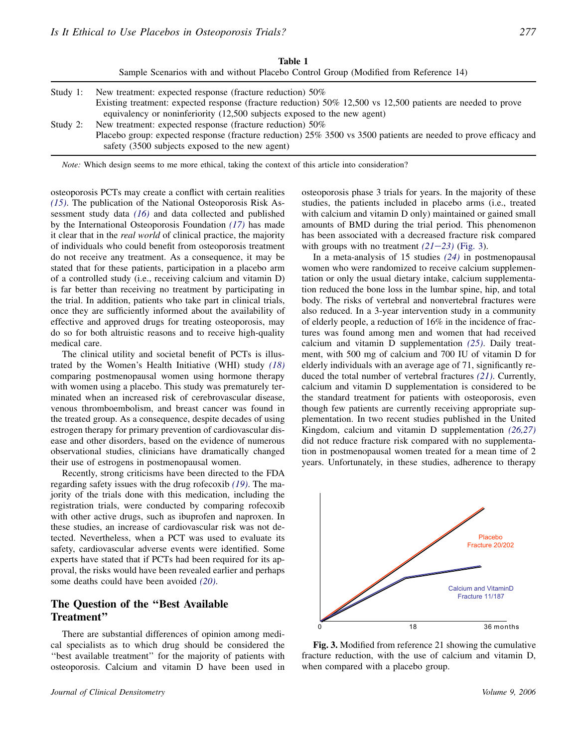**Table 1**
Sample Scenarios with and without Placebo Control Group (Modified from Reference 14)

| | |
|---|---|
| Study 1: | New treatment: expected response (fracture reduction) 50%<br>Existing treatment: expected response (fracture reduction) 50% 12,500 vs 12,500 patients are needed to prove equivalency or noninferiority (12,500 subjects exposed to the new agent) |
| Study 2: | New treatment: expected response (fracture reduction) 50%<br>Placebo group: expected response (fracture reduction) 25% 3500 vs 3500 patients are needed to prove efficacy and safety (3500 subjects exposed to the new agent) |

*Note:* Which design seems to me more ethical, taking the context of this article into consideration?

osteoporosis PCTs may create a conflict with certain realities *(15)*. The publication of the National Osteoporosis Risk Assessment study data *(16)* and data collected and published by the International Osteoporosis Foundation *(17)* has made it clear that in the *real world* of clinical practice, the majority of individuals who could benefit from osteoporosis treatment do not receive any treatment. As a consequence, it may be stated that for these patients, participation in a placebo arm of a controlled study (i.e., receiving calcium and vitamin D) is far better than receiving no treatment by participating in the trial. In addition, patients who take part in clinical trials, once they are sufficiently informed about the availability of effective and approved drugs for treating osteoporosis, may do so for both altruistic reasons and to receive high-quality medical care.

The clinical utility and societal benefit of PCTs is illustrated by the Women's Health Initiative (WHI) study *(18)* comparing postmenopausal women using hormone therapy with women using a placebo. This study was prematurely terminated when an increased risk of cerebrovascular disease, venous thromboembolism, and breast cancer was found in the treated group. As a consequence, despite decades of using estrogen therapy for primary prevention of cardiovascular disease and other disorders, based on the evidence of numerous observational studies, clinicians have dramatically changed their use of estrogens in postmenopausal women.

Recently, strong criticisms have been directed to the FDA regarding safety issues with the drug rofecoxib *(19)*. The majority of the trials done with this medication, including the registration trials, were conducted by comparing rofecoxib with other active drugs, such as ibuprofen and naproxen. In these studies, an increase of cardiovascular risk was not detected. Nevertheless, when a PCT was used to evaluate its safety, cardiovascular adverse events were identified. Some experts have stated that if PCTs had been required for its approval, the risks would have been revealed earlier and perhaps some deaths could have been avoided *(20)*.

## The Question of the "Best Available Treatment"

There are substantial differences of opinion among medical specialists as to which drug should be considered the "best available treatment" for the majority of patients with osteoporosis. Calcium and vitamin D have been used in osteoporosis phase 3 trials for years. In the majority of these studies, the patients included in placebo arms (i.e., treated with calcium and vitamin D only) maintained or gained small amounts of BMD during the trial period. This phenomenon has been associated with a decreased fracture risk compared with groups with no treatment *(21–23)* (Fig. 3).

In a meta-analysis of 15 studies *(24)* in postmenopausal women who were randomized to receive calcium supplementation or only the usual dietary intake, calcium supplementation reduced the bone loss in the lumbar spine, hip, and total body. The risks of vertebral and nonvertebral fractures were also reduced. In a 3-year intervention study in a community of elderly people, a reduction of 16% in the incidence of fractures was found among men and women that had received calcium and vitamin D supplementation *(25)*. Daily treatment, with 500 mg of calcium and 700 IU of vitamin D for elderly individuals with an average age of 71, significantly reduced the total number of vertebral fractures *(21)*. Currently, calcium and vitamin D supplementation is considered to be the standard treatment for patients with osteoporosis, even though few patients are currently receiving appropriate supplementation. In two recent studies published in the United Kingdom, calcium and vitamin D supplementation *(26,27)* did not reduce fracture risk compared with no supplementation in postmenopausal women treated for a mean time of 2 years. Unfortunately, in these studies, adherence to therapy

**Fig. 3.** Modified from reference 21 showing the cumulative fracture reduction, with the use of calcium and vitamin D, when compared with a placebo group.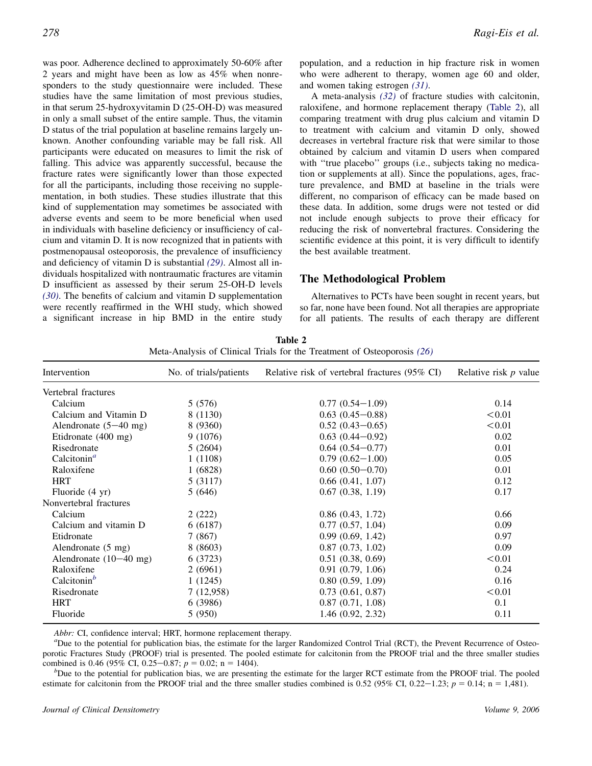was poor. Adherence declined to approximately 50-60% after 2 years and might have been as low as 45% when nonresponders to the study questionnaire were included. These studies have the same limitation of most previous studies, in that serum 25-hydroxyvitamin D (25-OH-D) was measured in only a small subset of the entire sample. Thus, the vitamin D status of the trial population at baseline remains largely unknown. Another confounding variable may be fall risk. All participants were educated on measures to limit the risk of falling. This advice was apparently successful, because the fracture rates were significantly lower than those expected for all the participants, including those receiving no supplementation, in both studies. These studies illustrate that this kind of supplementation may sometimes be associated with adverse events and seem to be more beneficial when used in individuals with baseline deficiency or insufficiency of calcium and vitamin D. It is now recognized that in patients with postmenopausal osteoporosis, the prevalence of insufficiency and deficiency of vitamin D is substantial *(29)*. Almost all individuals hospitalized with nontraumatic fractures are vitamin D insufficient as assessed by their serum 25-OH-D levels *(30)*. The benefits of calcium and vitamin D supplementation were recently reaffirmed in the WHI study, which showed a significant increase in hip BMD in the entire study population, and a reduction in hip fracture risk in women who were adherent to therapy, women age 60 and older, and women taking estrogen *(31)*.

A meta-analysis *(32)* of fracture studies with calcitonin, raloxifene, and hormone replacement therapy (Table 2), all comparing treatment with drug plus calcium and vitamin D to treatment with calcium and vitamin D only, showed decreases in vertebral fracture risk that were similar to those obtained by calcium and vitamin D users when compared with "true placebo" groups (i.e., subjects taking no medication or supplements at all). Since the populations, ages, fracture prevalence, and BMD at baseline in the trials were different, no comparison of efficacy can be made based on these data. In addition, some drugs were not tested or did not include enough subjects to prove their efficacy for reducing the risk of nonvertebral fractures. Considering the scientific evidence at this point, it is very difficult to identify the best available treatment.

## The Methodological Problem

Alternatives to PCTs have been sought in recent years, but so far, none have been found. Not all therapies are appropriate for all patients. The results of each therapy are different

**Table 2**
Meta-Analysis of Clinical Trials for the Treatment of Osteoporosis *(26)*

| Intervention | No. of trials/patients | Relative risk of vertebral fractures (95% CI) | Relative risk *p* value |
|---|---|---|---|
| Vertebral fractures | | | |
| Calcium | 5 (576) | 0.77 (0.54−1.09) | 0.14 |
| Calcium and Vitamin D | 8 (1130) | 0.63 (0.45−0.88) | <0.01 |
| Alendronate (5−40 mg) | 8 (9360) | 0.52 (0.43−0.65) | <0.01 |
| Etidronate (400 mg) | 9 (1076) | 0.63 (0.44−0.92) | 0.02 |
| Risedronate | 5 (2604) | 0.64 (0.54−0.77) | 0.01 |
| Calcitonin[a] | 1 (1108) | 0.79 (0.62−1.00) | 0.05 |
| Raloxifene | 1 (6828) | 0.60 (0.50−0.70) | 0.01 |
| HRT | 5 (3117) | 0.66 (0.41, 1.07) | 0.12 |
| Fluoride (4 yr) | 5 (646) | 0.67 (0.38, 1.19) | 0.17 |
| Nonvertebral fractures | | | |
| Calcium | 2 (222) | 0.86 (0.43, 1.72) | 0.66 |
| Calcium and vitamin D | 6 (6187) | 0.77 (0.57, 1.04) | 0.09 |
| Etidronate | 7 (867) | 0.99 (0.69, 1.42) | 0.97 |
| Alendronate (5 mg) | 8 (8603) | 0.87 (0.73, 1.02) | 0.09 |
| Alendronate (10−40 mg) | 6 (3723) | 0.51 (0.38, 0.69) | <0.01 |
| Raloxifene | 2 (6961) | 0.91 (0.79, 1.06) | 0.24 |
| Calcitonin[b] | 1 (1245) | 0.80 (0.59, 1.09) | 0.16 |
| Risedronate | 7 (12,958) | 0.73 (0.61, 0.87) | <0.01 |
| HRT | 6 (3986) | 0.87 (0.71, 1.08) | 0.1 |
| Fluoride | 5 (950) | 1.46 (0.92, 2.32) | 0.11 |

*Abbr:* CI, confidence interval; HRT, hormone replacement therapy.

[a]Due to the potential for publication bias, the estimate for the larger Randomized Control Trial (RCT), the Prevent Recurrence of Osteoporotic Fractures Study (PROOF) trial is presented. The pooled estimate for calcitonin from the PROOF trial and the three smaller studies combined is 0.46 (95% CI, 0.25−0.87; $p = 0.02$; n = 1404).

[b]Due to the potential for publication bias, we are presenting the estimate for the larger RCT estimate from the PROOF trial. The pooled estimate for calcitonin from the PROOF trial and the three smaller studies combined is 0.52 (95% CI, 0.22−1.23; $p = 0.14$; n = 1,481).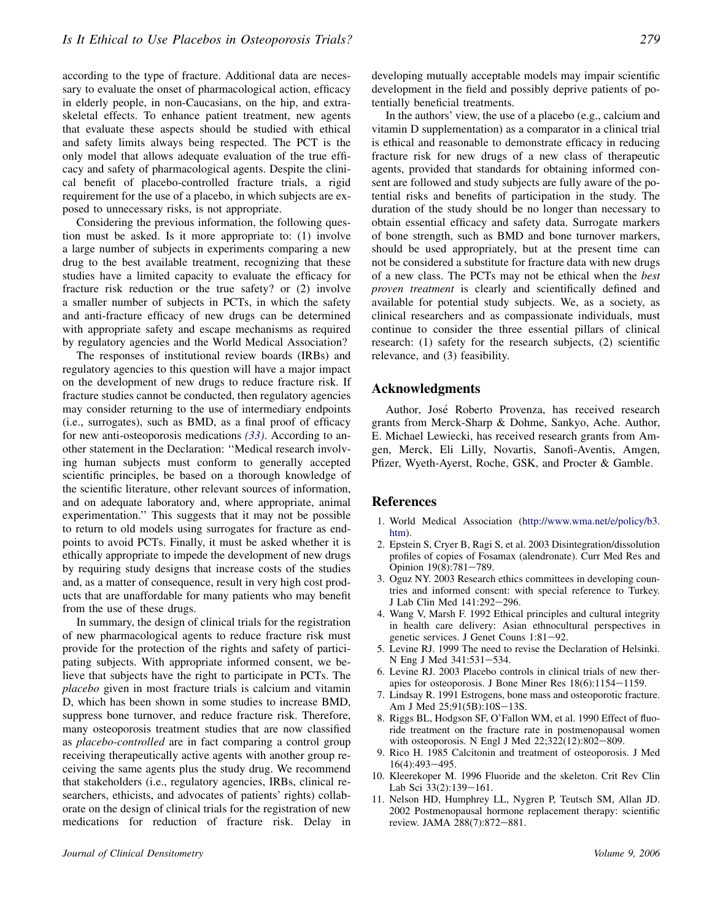according to the type of fracture. Additional data are necessary to evaluate the onset of pharmacological action, efficacy in elderly people, in non-Caucasians, on the hip, and extraskeletal effects. To enhance patient treatment, new agents that evaluate these aspects should be studied with ethical and safety limits always being respected. The PCT is the only model that allows adequate evaluation of the true efficacy and safety of pharmacological agents. Despite the clinical benefit of placebo-controlled fracture trials, a rigid requirement for the use of a placebo, in which subjects are exposed to unnecessary risks, is not appropriate.

Considering the previous information, the following question must be asked. Is it more appropriate to: (1) involve a large number of subjects in experiments comparing a new drug to the best available treatment, recognizing that these studies have a limited capacity to evaluate the efficacy for fracture risk reduction or the true safety? or (2) involve a smaller number of subjects in PCTs, in which the safety and anti-fracture efficacy of new drugs can be determined with appropriate safety and escape mechanisms as required by regulatory agencies and the World Medical Association?

The responses of institutional review boards (IRBs) and regulatory agencies to this question will have a major impact on the development of new drugs to reduce fracture risk. If fracture studies cannot be conducted, then regulatory agencies may consider returning to the use of intermediary endpoints (i.e., surrogates), such as BMD, as a final proof of efficacy for new anti-osteoporosis medications *(33)*. According to another statement in the Declaration: ''Medical research involving human subjects must conform to generally accepted scientific principles, be based on a thorough knowledge of the scientific literature, other relevant sources of information, and on adequate laboratory and, where appropriate, animal experimentation.'' This suggests that it may not be possible to return to old models using surrogates for fracture as endpoints to avoid PCTs. Finally, it must be asked whether it is ethically appropriate to impede the development of new drugs by requiring study designs that increase costs of the studies and, as a matter of consequence, result in very high cost products that are unaffordable for many patients who may benefit from the use of these drugs.

In summary, the design of clinical trials for the registration of new pharmacological agents to reduce fracture risk must provide for the protection of the rights and safety of participating subjects. With appropriate informed consent, we believe that subjects have the right to participate in PCTs. The *placebo* given in most fracture trials is calcium and vitamin D, which has been shown in some studies to increase BMD, suppress bone turnover, and reduce fracture risk. Therefore, many osteoporosis treatment studies that are now classified as *placebo-controlled* are in fact comparing a control group receiving therapeutically active agents with another group receiving the same agents plus the study drug. We recommend that stakeholders (i.e., regulatory agencies, IRBs, clinical researchers, ethicists, and advocates of patients' rights) collaborate on the design of clinical trials for the registration of new medications for reduction of fracture risk. Delay in developing mutually acceptable models may impair scientific development in the field and possibly deprive patients of potentially beneficial treatments.

In the authors' view, the use of a placebo (e.g., calcium and vitamin D supplementation) as a comparator in a clinical trial is ethical and reasonable to demonstrate efficacy in reducing fracture risk for new drugs of a new class of therapeutic agents, provided that standards for obtaining informed consent are followed and study subjects are fully aware of the potential risks and benefits of participation in the study. The duration of the study should be no longer than necessary to obtain essential efficacy and safety data. Surrogate markers of bone strength, such as BMD and bone turnover markers, should be used appropriately, but at the present time can not be considered a substitute for fracture data with new drugs of a new class. The PCTs may not be ethical when the *best proven treatment* is clearly and scientifically defined and available for potential study subjects. We, as a society, as clinical researchers and as compassionate individuals, must continue to consider the three essential pillars of clinical research: (1) safety for the research subjects, (2) scientific relevance, and (3) feasibility.

## Acknowledgments

Author, José Roberto Provenza, has received research grants from Merck-Sharp & Dohme, Sankyo, Ache. Author, E. Michael Lewiecki, has received research grants from Amgen, Merck, Eli Lilly, Novartis, Sanofi-Aventis, Amgen, Pfizer, Wyeth-Ayerst, Roche, GSK, and Procter & Gamble.

## References

1. World Medical Association (http://www.wma.net/e/policy/b3.htm).
2. Epstein S, Cryer B, Ragi S, et al. 2003 Disintegration/dissolution profiles of copies of Fosamax (alendronate). Curr Med Res and Opinion 19(8):781–789.
3. Oguz NY. 2003 Research ethics committees in developing countries and informed consent: with special reference to Turkey. J Lab Clin Med 141:292–296.
4. Wang V, Marsh F. 1992 Ethical principles and cultural integrity in health care delivery: Asian ethnocultural perspectives in genetic services. J Genet Couns 1:81–92.
5. Levine RJ. 1999 The need to revise the Declaration of Helsinki. N Eng J Med 341:531–534.
6. Levine RJ. 2003 Placebo controls in clinical trials of new therapies for osteoporosis. J Bone Miner Res 18(6):1154–1159.
7. Lindsay R. 1991 Estrogens, bone mass and osteoporotic fracture. Am J Med 25;91(5B):10S–13S.
8. Riggs BL, Hodgson SF, O'Fallon WM, et al. 1990 Effect of fluoride treatment on the fracture rate in postmenopausal women with osteoporosis. N Engl J Med 22;322(12):802–809.
9. Rico H. 1985 Calcitonin and treatment of osteoporosis. J Med 16(4):493–495.
10. Kleerekoper M. 1996 Fluoride and the skeleton. Crit Rev Clin Lab Sci 33(2):139–161.
11. Nelson HD, Humphrey LL, Nygren P, Teutsch SM, Allan JD. 2002 Postmenopausal hormone replacement therapy: scientific review. JAMA 288(7):872–881.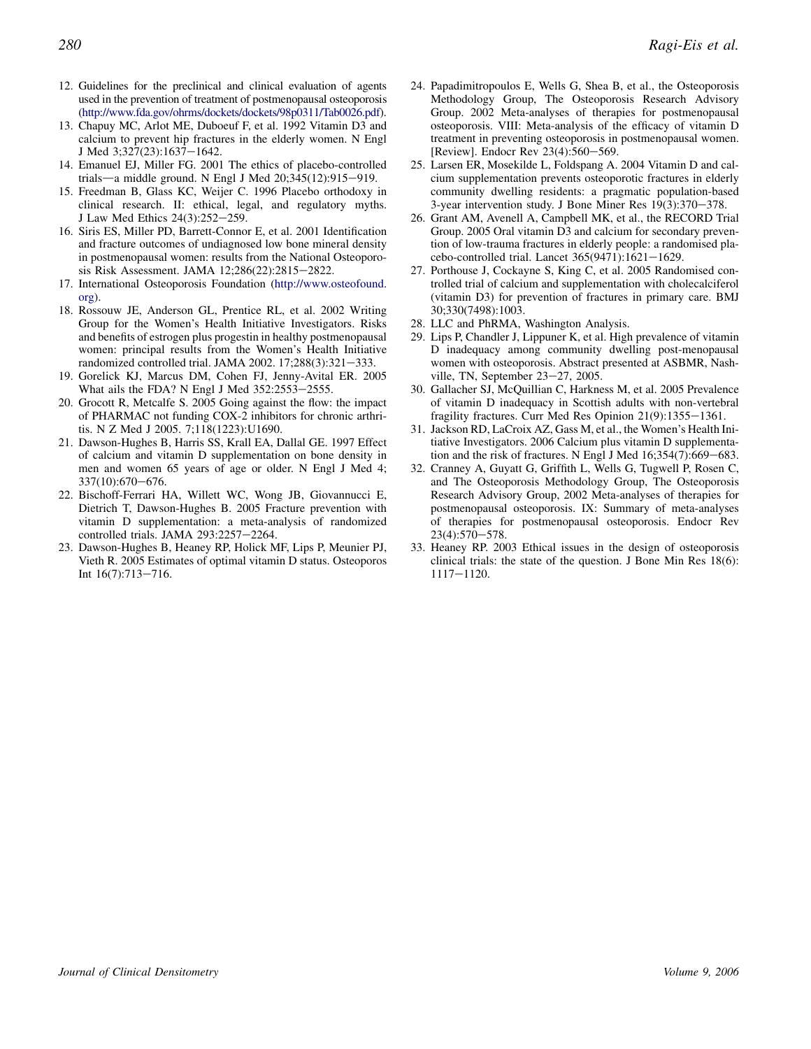12. Guidelines for the preclinical and clinical evaluation of agents used in the prevention of treatment of postmenopausal osteoporosis (http://www.fda.gov/ohrms/dockets/dockets/98p0311/Tab0026.pdf).
13. Chapuy MC, Arlot ME, Duboeuf F, et al. 1992 Vitamin D3 and calcium to prevent hip fractures in the elderly women. N Engl J Med 3;327(23):1637–1642.
14. Emanuel EJ, Miller FG. 2001 The ethics of placebo-controlled trials—a middle ground. N Engl J Med 20;345(12):915–919.
15. Freedman B, Glass KC, Weijer C. 1996 Placebo orthodoxy in clinical research. II: ethical, legal, and regulatory myths. J Law Med Ethics 24(3):252–259.
16. Siris ES, Miller PD, Barrett-Connor E, et al. 2001 Identification and fracture outcomes of undiagnosed low bone mineral density in postmenopausal women: results from the National Osteoporosis Risk Assessment. JAMA 12;286(22):2815–2822.
17. International Osteoporosis Foundation (http://www.osteofound.org).
18. Rossouw JE, Anderson GL, Prentice RL, et al. 2002 Writing Group for the Women's Health Initiative Investigators. Risks and benefits of estrogen plus progestin in healthy postmenopausal women: principal results from the Women's Health Initiative randomized controlled trial. JAMA 2002. 17;288(3):321–333.
19. Gorelick KJ, Marcus DM, Cohen FJ, Jenny-Avital ER. 2005 What ails the FDA? N Engl J Med 352:2553–2555.
20. Grocott R, Metcalfe S. 2005 Going against the flow: the impact of PHARMAC not funding COX-2 inhibitors for chronic arthritis. N Z Med J 2005. 7;118(1223):U1690.
21. Dawson-Hughes B, Harris SS, Krall EA, Dallal GE. 1997 Effect of calcium and vitamin D supplementation on bone density in men and women 65 years of age or older. N Engl J Med 4; 337(10):670–676.
22. Bischoff-Ferrari HA, Willett WC, Wong JB, Giovannucci E, Dietrich T, Dawson-Hughes B. 2005 Fracture prevention with vitamin D supplementation: a meta-analysis of randomized controlled trials. JAMA 293:2257–2264.
23. Dawson-Hughes B, Heaney RP, Holick MF, Lips P, Meunier PJ, Vieth R. 2005 Estimates of optimal vitamin D status. Osteoporos Int 16(7):713–716.
24. Papadimitropoulos E, Wells G, Shea B, et al., the Osteoporosis Methodology Group, The Osteoporosis Research Advisory Group. 2002 Meta-analyses of therapies for postmenopausal osteoporosis. VIII: Meta-analysis of the efficacy of vitamin D treatment in preventing osteoporosis in postmenopausal women. [Review]. Endocr Rev 23(4):560–569.
25. Larsen ER, Mosekilde L, Foldspang A. 2004 Vitamin D and calcium supplementation prevents osteoporotic fractures in elderly community dwelling residents: a pragmatic population-based 3-year intervention study. J Bone Miner Res 19(3):370–378.
26. Grant AM, Avenell A, Campbell MK, et al., the RECORD Trial Group. 2005 Oral vitamin D3 and calcium for secondary prevention of low-trauma fractures in elderly people: a randomised placebo-controlled trial. Lancet 365(9471):1621–1629.
27. Porthouse J, Cockayne S, King C, et al. 2005 Randomised controlled trial of calcium and supplementation with cholecalciferol (vitamin D3) for prevention of fractures in primary care. BMJ 30;330(7498):1003.
28. LLC and PhRMA, Washington Analysis.
29. Lips P, Chandler J, Lippuner K, et al. High prevalence of vitamin D inadequacy among community dwelling post-menopausal women with osteoporosis. Abstract presented at ASBMR, Nashville, TN, September 23–27, 2005.
30. Gallacher SJ, McQuillian C, Harkness M, et al. 2005 Prevalence of vitamin D inadequacy in Scottish adults with non-vertebral fragility fractures. Curr Med Res Opinion 21(9):1355–1361.
31. Jackson RD, LaCroix AZ, Gass M, et al., the Women's Health Initiative Investigators. 2006 Calcium plus vitamin D supplementation and the risk of fractures. N Engl J Med 16;354(7):669–683.
32. Cranney A, Guyatt G, Griffith L, Wells G, Tugwell P, Rosen C, and The Osteoporosis Methodology Group, The Osteoporosis Research Advisory Group, 2002 Meta-analyses of therapies for postmenopausal osteoporosis. IX: Summary of meta-analyses of therapies for postmenopausal osteoporosis. Endocr Rev 23(4):570–578.
33. Heaney RP. 2003 Ethical issues in the design of osteoporosis clinical trials: the state of the question. J Bone Min Res 18(6): 1117–1120.